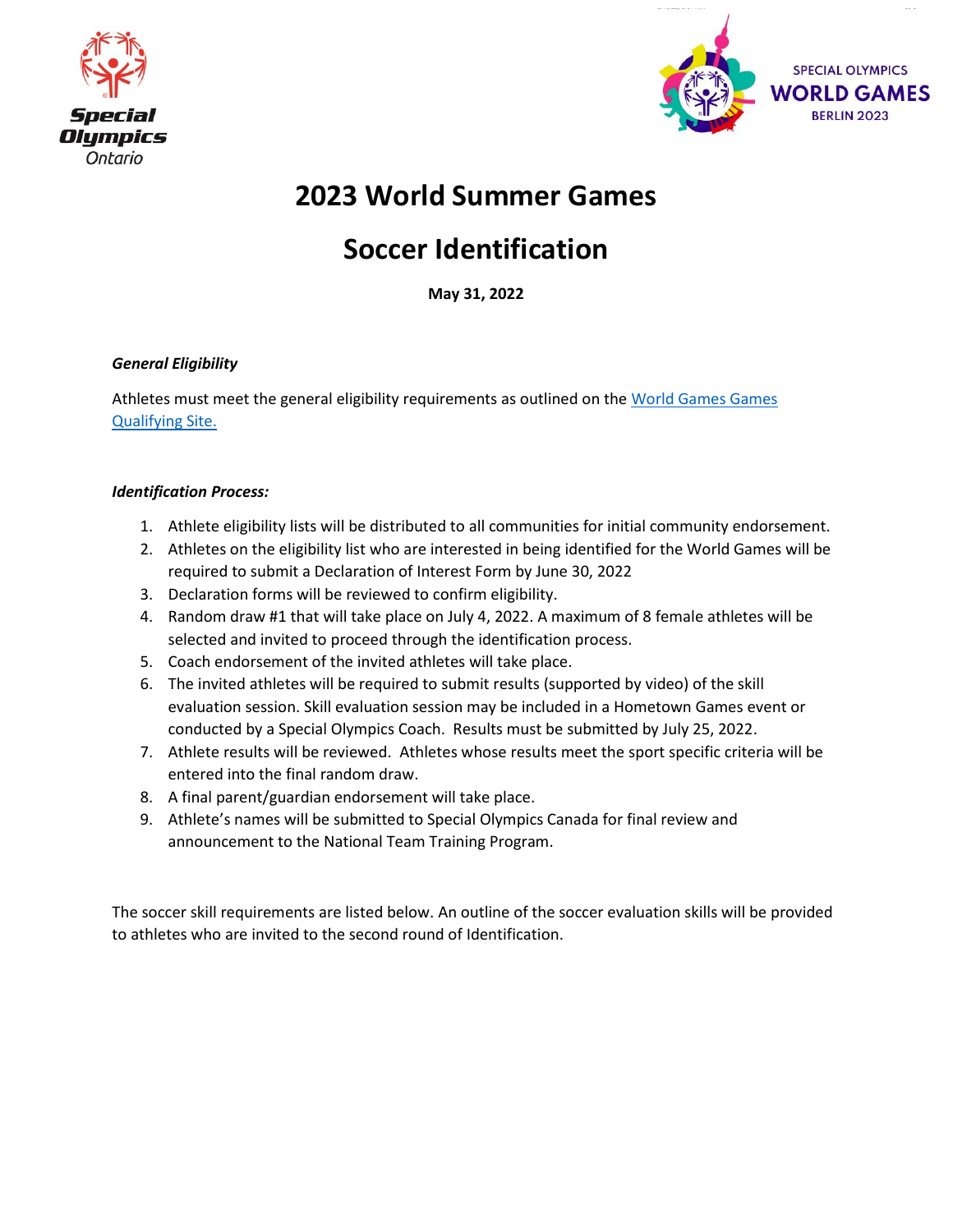# 2023 World Summer Games

# Soccer Identification

**May 31, 2022**

***General Eligibility***

Athletes must meet the general eligibility requirements as outlined on the World Games Games Qualifying Site.

***Identification Process:***

1. Athlete eligibility lists will be distributed to all communities for initial community endorsement.
2. Athletes on the eligibility list who are interested in being identified for the World Games will be required to submit a Declaration of Interest Form by June 30, 2022
3. Declaration forms will be reviewed to confirm eligibility.
4. Random draw #1 that will take place on July 4, 2022. A maximum of 8 female athletes will be selected and invited to proceed through the identification process.
5. Coach endorsement of the invited athletes will take place.
6. The invited athletes will be required to submit results (supported by video) of the skill evaluation session. Skill evaluation session may be included in a Hometown Games event or conducted by a Special Olympics Coach. Results must be submitted by July 25, 2022.
7. Athlete results will be reviewed. Athletes whose results meet the sport specific criteria will be entered into the final random draw.
8. A final parent/guardian endorsement will take place.
9. Athlete's names will be submitted to Special Olympics Canada for final review and announcement to the National Team Training Program.

The soccer skill requirements are listed below. An outline of the soccer evaluation skills will be provided to athletes who are invited to the second round of Identification.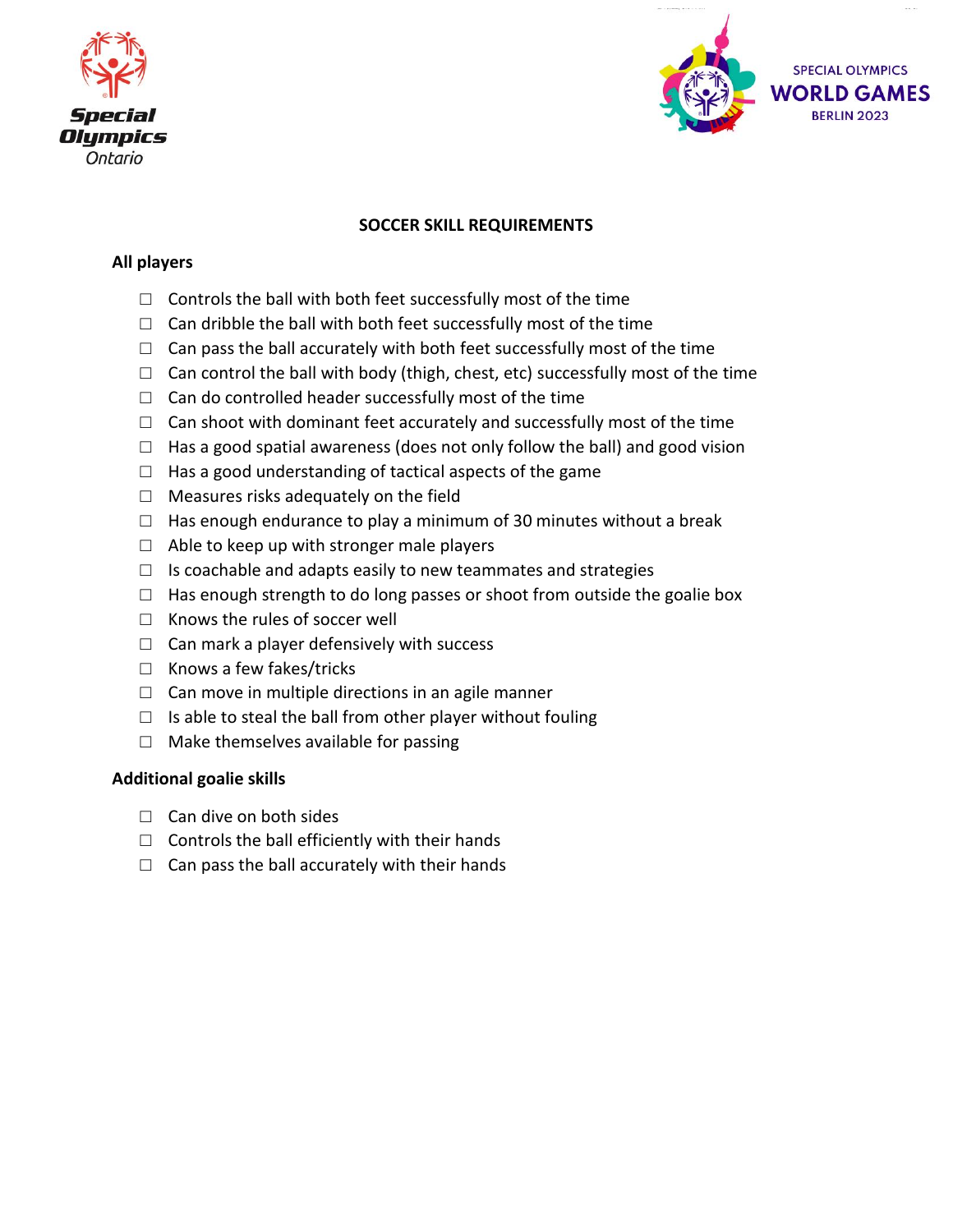## SOCCER SKILL REQUIREMENTS

### All players

- ☐ Controls the ball with both feet successfully most of the time
- ☐ Can dribble the ball with both feet successfully most of the time
- ☐ Can pass the ball accurately with both feet successfully most of the time
- ☐ Can control the ball with body (thigh, chest, etc) successfully most of the time
- ☐ Can do controlled header successfully most of the time
- ☐ Can shoot with dominant feet accurately and successfully most of the time
- ☐ Has a good spatial awareness (does not only follow the ball) and good vision
- ☐ Has a good understanding of tactical aspects of the game
- ☐ Measures risks adequately on the field
- ☐ Has enough endurance to play a minimum of 30 minutes without a break
- ☐ Able to keep up with stronger male players
- ☐ Is coachable and adapts easily to new teammates and strategies
- ☐ Has enough strength to do long passes or shoot from outside the goalie box
- ☐ Knows the rules of soccer well
- ☐ Can mark a player defensively with success
- ☐ Knows a few fakes/tricks
- ☐ Can move in multiple directions in an agile manner
- ☐ Is able to steal the ball from other player without fouling
- ☐ Make themselves available for passing

### Additional goalie skills

- ☐ Can dive on both sides
- ☐ Controls the ball efficiently with their hands
- ☐ Can pass the ball accurately with their hands